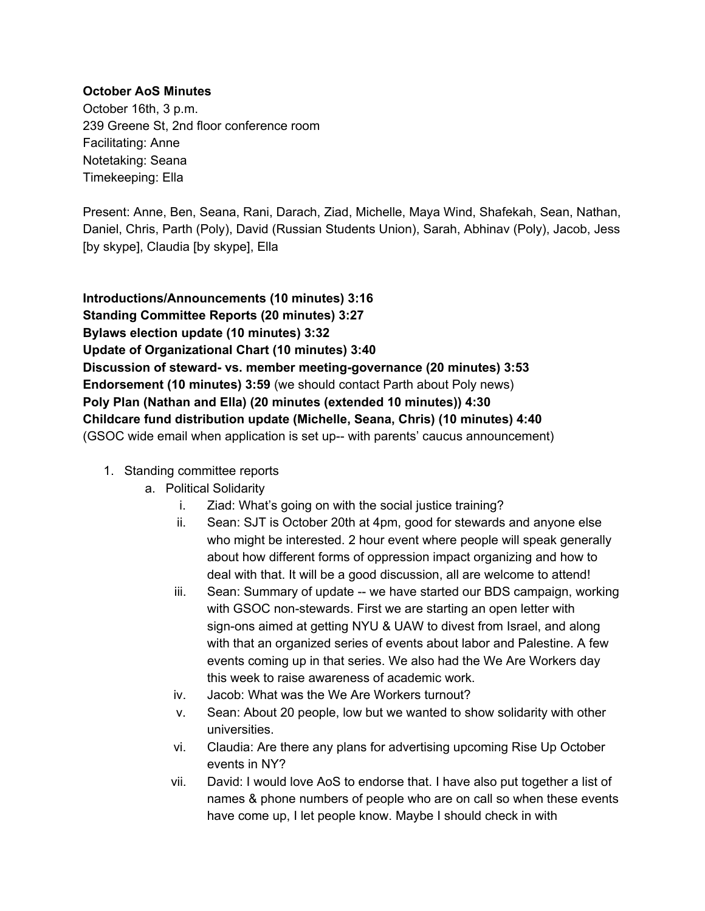**October AoS Minutes**

October 16th, 3 p.m.
239 Greene St, 2nd floor conference room
Facilitating: Anne
Notetaking: Seana
Timekeeping: Ella

Present: Anne, Ben, Seana, Rani, Darach, Ziad, Michelle, Maya Wind, Shafekah, Sean, Nathan, Daniel, Chris, Parth (Poly), David (Russian Students Union), Sarah, Abhinav (Poly), Jacob, Jess [by skype], Claudia [by skype], Ella

**Introductions/Announcements (10 minutes) 3:16**
**Standing Committee Reports (20 minutes) 3:27**
**Bylaws election update (10 minutes) 3:32**
**Update of Organizational Chart (10 minutes) 3:40**
**Discussion of steward- vs. member meeting-governance (20 minutes) 3:53**
**Endorsement (10 minutes) 3:59** (we should contact Parth about Poly news)
**Poly Plan (Nathan and Ella) (20 minutes (extended 10 minutes)) 4:30**
**Childcare fund distribution update (Michelle, Seana, Chris) (10 minutes) 4:40**
(GSOC wide email when application is set up-- with parents' caucus announcement)

1. Standing committee reports
   a. Political Solidarity
      i. Ziad: What's going on with the social justice training?
      ii. Sean: SJT is October 20th at 4pm, good for stewards and anyone else who might be interested. 2 hour event where people will speak generally about how different forms of oppression impact organizing and how to deal with that. It will be a good discussion, all are welcome to attend!
      iii. Sean: Summary of update -- we have started our BDS campaign, working with GSOC non-stewards. First we are starting an open letter with sign-ons aimed at getting NYU & UAW to divest from Israel, and along with that an organized series of events about labor and Palestine. A few events coming up in that series. We also had the We Are Workers day this week to raise awareness of academic work.
      iv. Jacob: What was the We Are Workers turnout?
      v. Sean: About 20 people, low but we wanted to show solidarity with other universities.
      vi. Claudia: Are there any plans for advertising upcoming Rise Up October events in NY?
      vii. David: I would love AoS to endorse that. I have also put together a list of names & phone numbers of people who are on call so when these events have come up, I let people know. Maybe I should check in with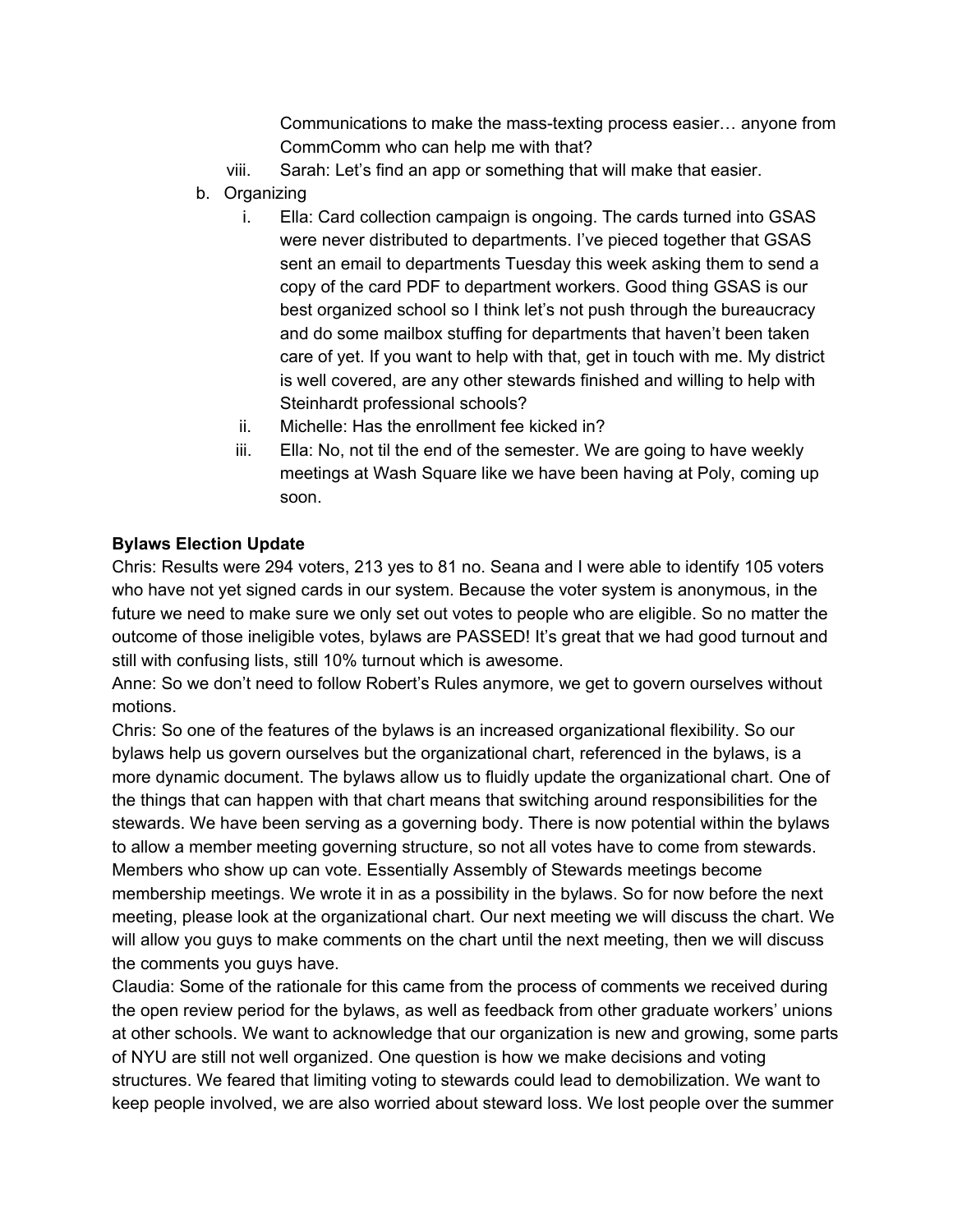Communications to make the mass-texting process easier… anyone from CommComm who can help me with that?

   viii. Sarah: Let's find an app or something that will make that easier.

b. Organizing
   i. Ella: Card collection campaign is ongoing. The cards turned into GSAS were never distributed to departments. I've pieced together that GSAS sent an email to departments Tuesday this week asking them to send a copy of the card PDF to department workers. Good thing GSAS is our best organized school so I think let's not push through the bureaucracy and do some mailbox stuffing for departments that haven't been taken care of yet. If you want to help with that, get in touch with me. My district is well covered, are any other stewards finished and willing to help with Steinhardt professional schools?
   ii. Michelle: Has the enrollment fee kicked in?
   iii. Ella: No, not til the end of the semester. We are going to have weekly meetings at Wash Square like we have been having at Poly, coming up soon.

**Bylaws Election Update**

Chris: Results were 294 voters, 213 yes to 81 no. Seana and I were able to identify 105 voters who have not yet signed cards in our system. Because the voter system is anonymous, in the future we need to make sure we only set out votes to people who are eligible. So no matter the outcome of those ineligible votes, bylaws are PASSED! It's great that we had good turnout and still with confusing lists, still 10% turnout which is awesome.

Anne: So we don't need to follow Robert's Rules anymore, we get to govern ourselves without motions.

Chris: So one of the features of the bylaws is an increased organizational flexibility. So our bylaws help us govern ourselves but the organizational chart, referenced in the bylaws, is a more dynamic document. The bylaws allow us to fluidly update the organizational chart. One of the things that can happen with that chart means that switching around responsibilities for the stewards. We have been serving as a governing body. There is now potential within the bylaws to allow a member meeting governing structure, so not all votes have to come from stewards. Members who show up can vote. Essentially Assembly of Stewards meetings become membership meetings. We wrote it in as a possibility in the bylaws. So for now before the next meeting, please look at the organizational chart. Our next meeting we will discuss the chart. We will allow you guys to make comments on the chart until the next meeting, then we will discuss the comments you guys have.

Claudia: Some of the rationale for this came from the process of comments we received during the open review period for the bylaws, as well as feedback from other graduate workers' unions at other schools. We want to acknowledge that our organization is new and growing, some parts of NYU are still not well organized. One question is how we make decisions and voting structures. We feared that limiting voting to stewards could lead to demobilization. We want to keep people involved, we are also worried about steward loss. We lost people over the summer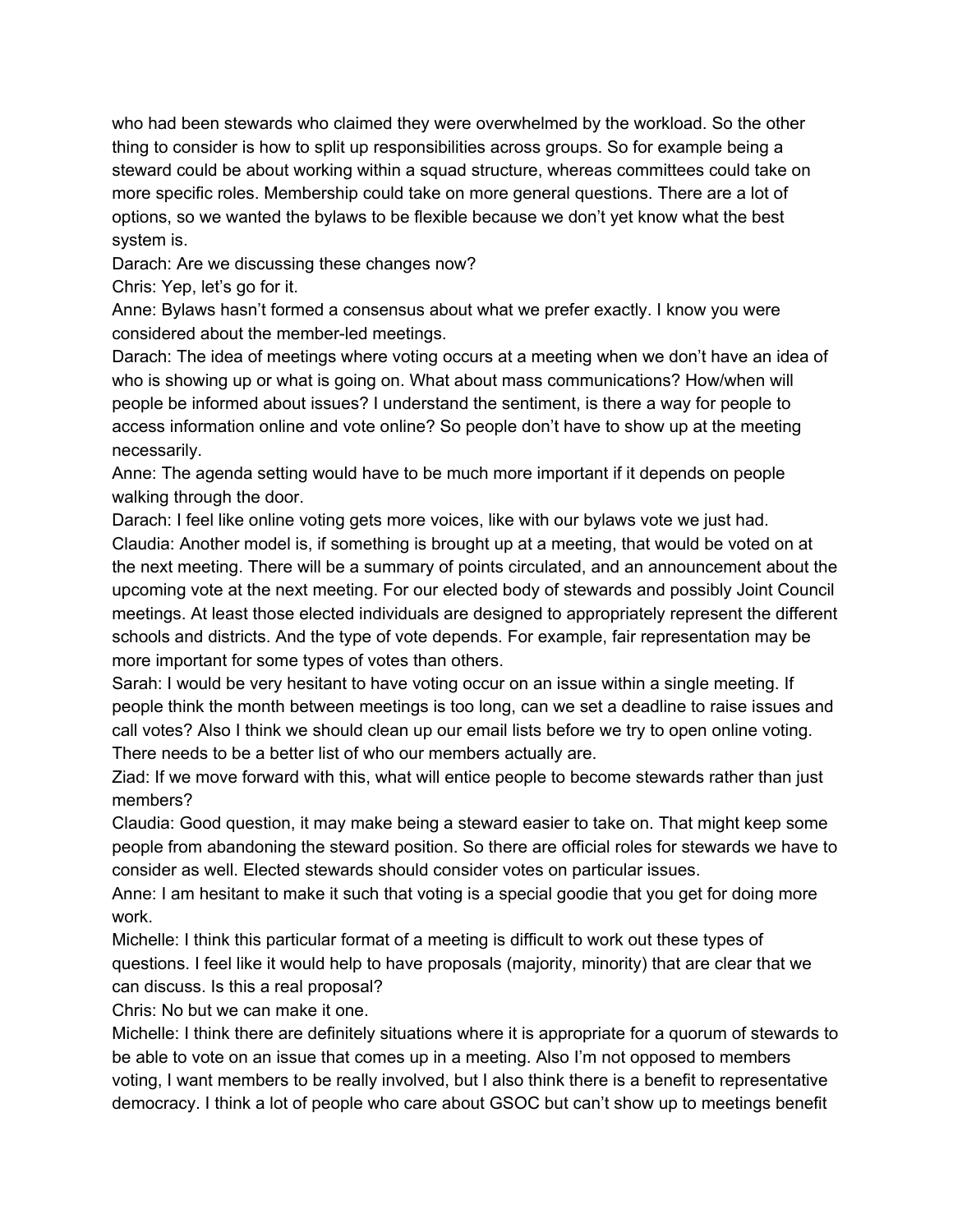who had been stewards who claimed they were overwhelmed by the workload. So the other thing to consider is how to split up responsibilities across groups. So for example being a steward could be about working within a squad structure, whereas committees could take on more specific roles. Membership could take on more general questions. There are a lot of options, so we wanted the bylaws to be flexible because we don't yet know what the best system is.

Darach: Are we discussing these changes now?

Chris: Yep, let's go for it.

Anne: Bylaws hasn't formed a consensus about what we prefer exactly. I know you were considered about the member-led meetings.

Darach: The idea of meetings where voting occurs at a meeting when we don't have an idea of who is showing up or what is going on. What about mass communications? How/when will people be informed about issues? I understand the sentiment, is there a way for people to access information online and vote online? So people don't have to show up at the meeting necessarily.

Anne: The agenda setting would have to be much more important if it depends on people walking through the door.

Darach: I feel like online voting gets more voices, like with our bylaws vote we just had.

Claudia: Another model is, if something is brought up at a meeting, that would be voted on at the next meeting. There will be a summary of points circulated, and an announcement about the upcoming vote at the next meeting. For our elected body of stewards and possibly Joint Council meetings. At least those elected individuals are designed to appropriately represent the different schools and districts. And the type of vote depends. For example, fair representation may be more important for some types of votes than others.

Sarah: I would be very hesitant to have voting occur on an issue within a single meeting. If people think the month between meetings is too long, can we set a deadline to raise issues and call votes? Also I think we should clean up our email lists before we try to open online voting. There needs to be a better list of who our members actually are.

Ziad: If we move forward with this, what will entice people to become stewards rather than just members?

Claudia: Good question, it may make being a steward easier to take on. That might keep some people from abandoning the steward position. So there are official roles for stewards we have to consider as well. Elected stewards should consider votes on particular issues.

Anne: I am hesitant to make it such that voting is a special goodie that you get for doing more work.

Michelle: I think this particular format of a meeting is difficult to work out these types of questions. I feel like it would help to have proposals (majority, minority) that are clear that we can discuss. Is this a real proposal?

Chris: No but we can make it one.

Michelle: I think there are definitely situations where it is appropriate for a quorum of stewards to be able to vote on an issue that comes up in a meeting. Also I'm not opposed to members voting, I want members to be really involved, but I also think there is a benefit to representative democracy. I think a lot of people who care about GSOC but can't show up to meetings benefit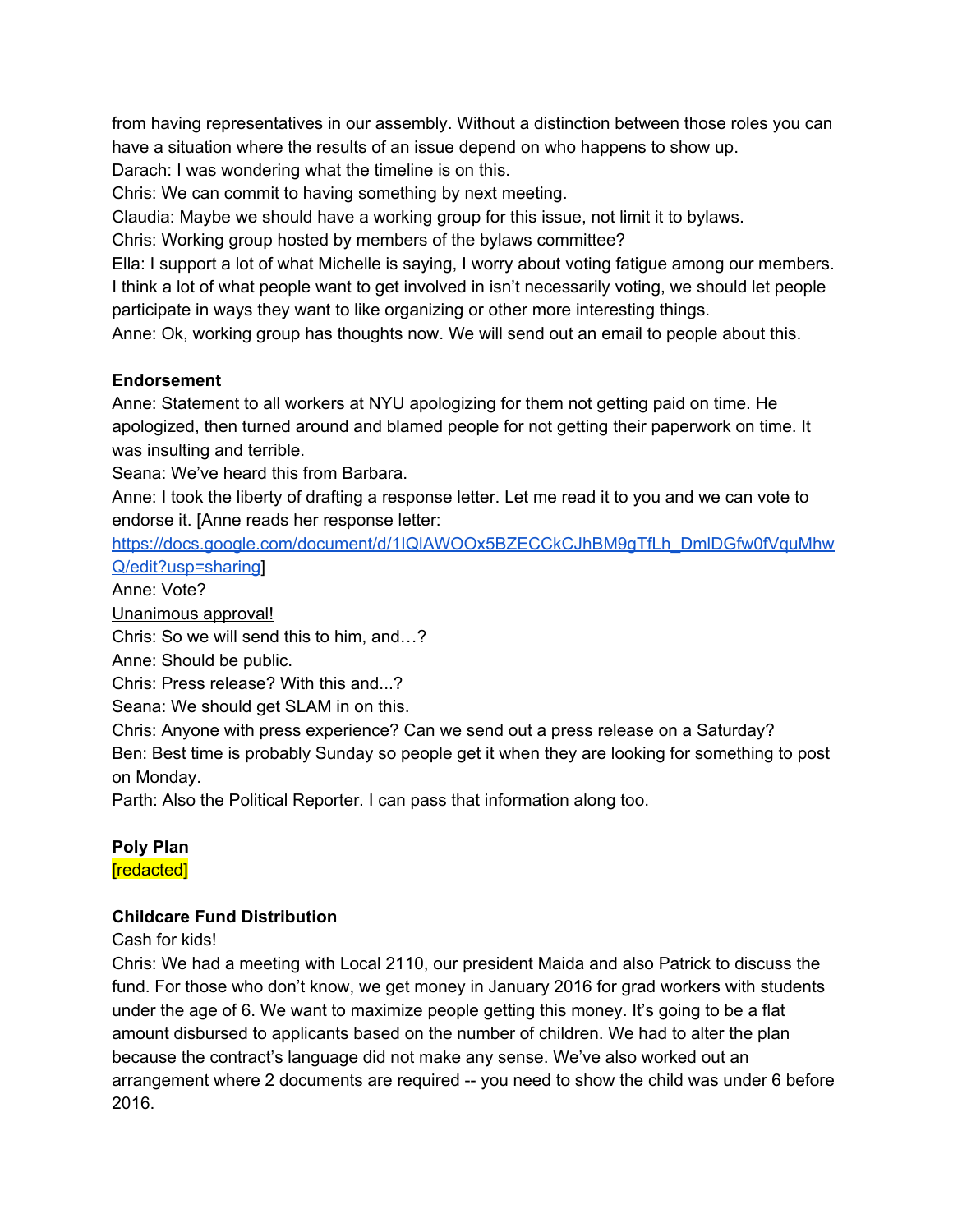from having representatives in our assembly. Without a distinction between those roles you can have a situation where the results of an issue depend on who happens to show up.
Darach: I was wondering what the timeline is on this.
Chris: We can commit to having something by next meeting.
Claudia: Maybe we should have a working group for this issue, not limit it to bylaws.
Chris: Working group hosted by members of the bylaws committee?
Ella: I support a lot of what Michelle is saying, I worry about voting fatigue among our members. I think a lot of what people want to get involved in isn't necessarily voting, we should let people participate in ways they want to like organizing or other more interesting things.
Anne: Ok, working group has thoughts now. We will send out an email to people about this.

**Endorsement**
Anne: Statement to all workers at NYU apologizing for them not getting paid on time. He apologized, then turned around and blamed people for not getting their paperwork on time. It was insulting and terrible.
Seana: We've heard this from Barbara.
Anne: I took the liberty of drafting a response letter. Let me read it to you and we can vote to endorse it. [Anne reads her response letter: https://docs.google.com/document/d/1IQlAWOOx5BZECCkCJhBM9gTfLh_DmlDGfw0fVquMhwQ/edit?usp=sharing]
Anne: Vote?
Unanimous approval!
Chris: So we will send this to him, and…?
Anne: Should be public.
Chris: Press release? With this and...?
Seana: We should get SLAM in on this.
Chris: Anyone with press experience? Can we send out a press release on a Saturday?
Ben: Best time is probably Sunday so people get it when they are looking for something to post on Monday.
Parth: Also the Political Reporter. I can pass that information along too.

**Poly Plan**
[redacted]

**Childcare Fund Distribution**
Cash for kids!
Chris: We had a meeting with Local 2110, our president Maida and also Patrick to discuss the fund. For those who don't know, we get money in January 2016 for grad workers with students under the age of 6. We want to maximize people getting this money. It's going to be a flat amount disbursed to applicants based on the number of children. We had to alter the plan because the contract's language did not make any sense. We've also worked out an arrangement where 2 documents are required -- you need to show the child was under 6 before 2016.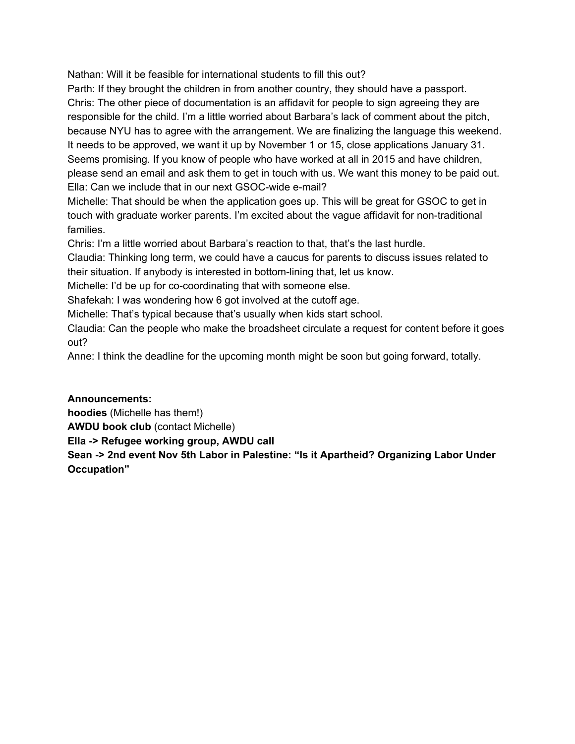Nathan: Will it be feasible for international students to fill this out?

Parth: If they brought the children in from another country, they should have a passport.

Chris: The other piece of documentation is an affidavit for people to sign agreeing they are responsible for the child. I'm a little worried about Barbara's lack of comment about the pitch, because NYU has to agree with the arrangement. We are finalizing the language this weekend. It needs to be approved, we want it up by November 1 or 15, close applications January 31. Seems promising. If you know of people who have worked at all in 2015 and have children, please send an email and ask them to get in touch with us. We want this money to be paid out.

Ella: Can we include that in our next GSOC-wide e-mail?

Michelle: That should be when the application goes up. This will be great for GSOC to get in touch with graduate worker parents. I'm excited about the vague affidavit for non-traditional families.

Chris: I'm a little worried about Barbara's reaction to that, that's the last hurdle.

Claudia: Thinking long term, we could have a caucus for parents to discuss issues related to their situation. If anybody is interested in bottom-lining that, let us know.

Michelle: I'd be up for co-coordinating that with someone else.

Shafekah: I was wondering how 6 got involved at the cutoff age.

Michelle: That's typical because that's usually when kids start school.

Claudia: Can the people who make the broadsheet circulate a request for content before it goes out?

Anne: I think the deadline for the upcoming month might be soon but going forward, totally.

**Announcements:**

**hoodies** (Michelle has them!)

**AWDU book club** (contact Michelle)

**Ella -> Refugee working group, AWDU call**

**Sean -> 2nd event Nov 5th Labor in Palestine: "Is it Apartheid? Organizing Labor Under Occupation"**